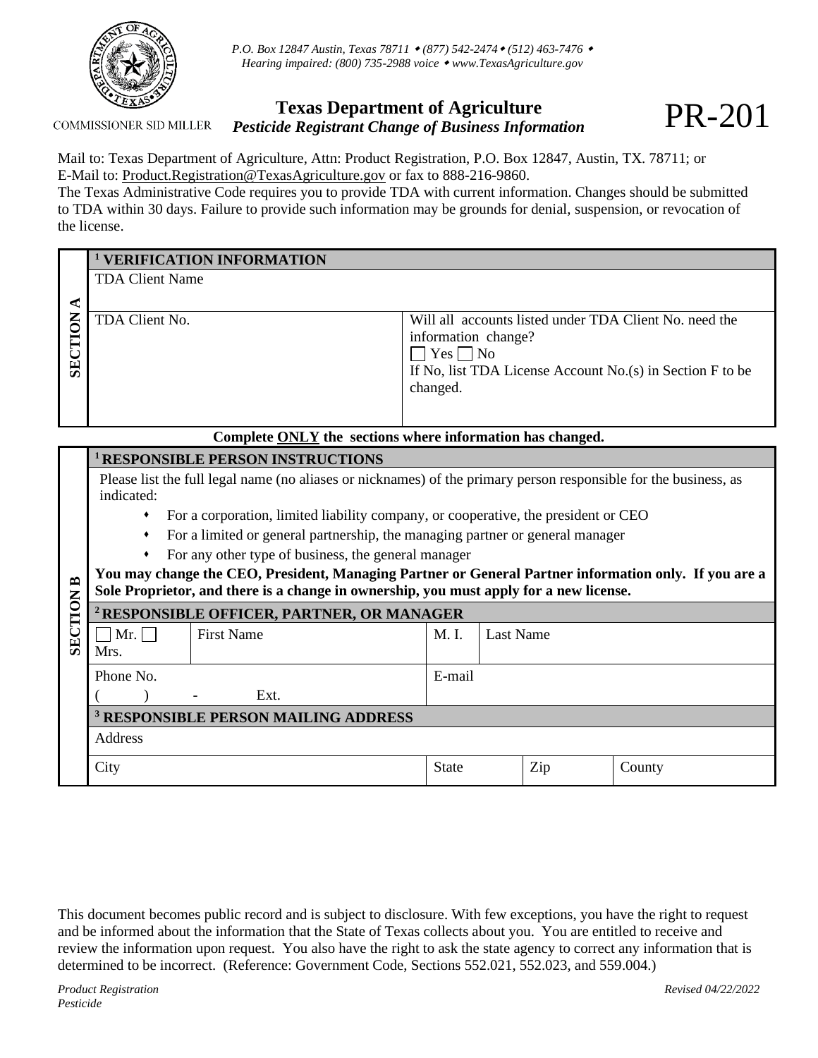P.O. Box 12847 Austin, Texas 78711 • (877) 542-2474 • (512) 463-7476 •
Hearing impaired: (800) 735-2988 voice • www.TexasAgriculture.gov

COMMISSIONER SID MILLER

# Texas Department of Agriculture
## *Pesticide Registrant Change of Business Information*

# PR-201

Mail to: Texas Department of Agriculture, Attn: Product Registration, P.O. Box 12847, Austin, TX. 78711; or
E-Mail to: Product.Registration@TexasAgriculture.gov or fax to 888-216-9860.
The Texas Administrative Code requires you to provide TDA with current information. Changes should be submitted to TDA within 30 days. Failure to provide such information may be grounds for denial, suspension, or revocation of the license.

**SECTION A**

| [1] VERIFICATION INFORMATION | |
|---|---|
| TDA Client Name | |
| TDA Client No. | Will all accounts listed under TDA Client No. need the information change? ☐ Yes ☐ No If No, list TDA License Account No.(s) in Section F to be changed. |

**Complete ONLY the sections where information has changed.**

**SECTION B**

**[1] RESPONSIBLE PERSON INSTRUCTIONS**

Please list the full legal name (no aliases or nicknames) of the primary person responsible for the business, as indicated:

- For a corporation, limited liability company, or cooperative, the president or CEO
- For a limited or general partnership, the managing partner or general manager
- For any other type of business, the general manager

**You may change the CEO, President, Managing Partner or General Partner information only. If you are a Sole Proprietor, and there is a change in ownership, you must apply for a new license.**

| [2] RESPONSIBLE OFFICER, PARTNER, OR MANAGER | | | |
|---|---|---|---|
| ☐ Mr. ☐ Mrs. | First Name | M. I. | Last Name |
| Phone No. ( ) - Ext. | | E-mail | |

| [3] RESPONSIBLE PERSON MAILING ADDRESS | | | |
|---|---|---|---|
| Address | | | |
| City | State | Zip | County |

This document becomes public record and is subject to disclosure. With few exceptions, you have the right to request and be informed about the information that the State of Texas collects about you. You are entitled to receive and review the information upon request. You also have the right to ask the state agency to correct any information that is determined to be incorrect. (Reference: Government Code, Sections 552.021, 552.023, and 559.004.)

*Product Registration*
*Pesticide*

*Revised 04/22/2022*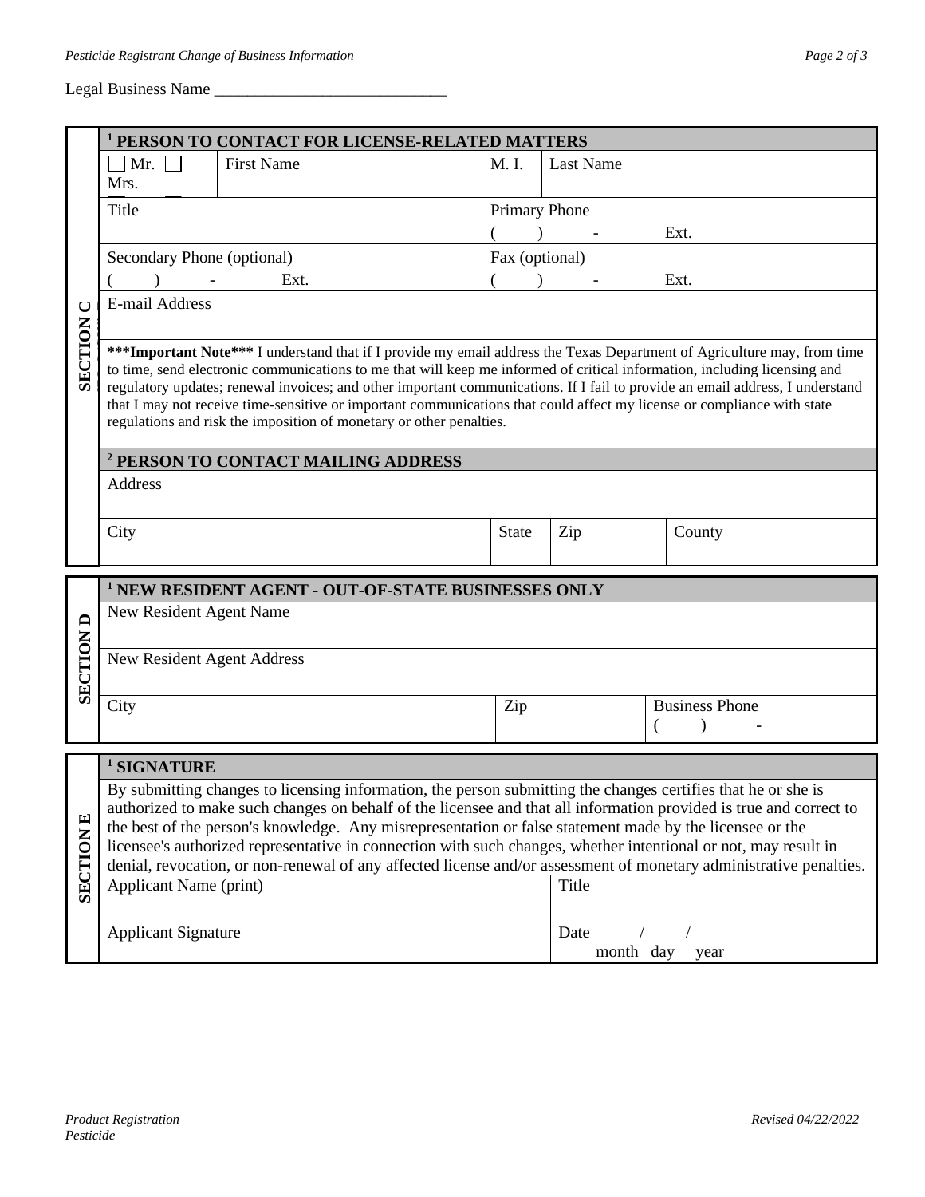Legal Business Name ____________________________

**SECTION C**

| [1] PERSON TO CONTACT FOR LICENSE-RELATED MATTERS | | | |
|---|---|---|---|
| ☐ Mr. ☐ Mrs. | First Name | M. I. | Last Name |
| Title | | Primary Phone ( ) - Ext. | |
| Secondary Phone (optional) ( ) - Ext. | | Fax (optional) ( ) - Ext. | |
| E-mail Address | | | |

*****Important Note***** I understand that if I provide my email address the Texas Department of Agriculture may, from time to time, send electronic communications to me that will keep me informed of critical information, including licensing and regulatory updates; renewal invoices; and other important communications. If I fail to provide an email address, I understand that I may not receive time-sensitive or important communications that could affect my license or compliance with state regulations and risk the imposition of monetary or other penalties.

| [2] PERSON TO CONTACT MAILING ADDRESS | | | |
|---|---|---|---|
| Address | | | |
| City | State | Zip | County |

**SECTION D**

| [1] NEW RESIDENT AGENT - OUT-OF-STATE BUSINESSES ONLY | | |
|---|---|---|
| New Resident Agent Name | | |
| New Resident Agent Address | | |
| City | Zip | Business Phone ( ) - |

**SECTION E**

**[1] SIGNATURE**

By submitting changes to licensing information, the person submitting the changes certifies that he or she is authorized to make such changes on behalf of the licensee and that all information provided is true and correct to the best of the person's knowledge. Any misrepresentation or false statement made by the licensee or the licensee's authorized representative in connection with such changes, whether intentional or not, may result in denial, revocation, or non-renewal of any affected license and/or assessment of monetary administrative penalties.

| Applicant Name (print) | Title |
|---|---|
| Applicant Signature | Date / / (month day year) |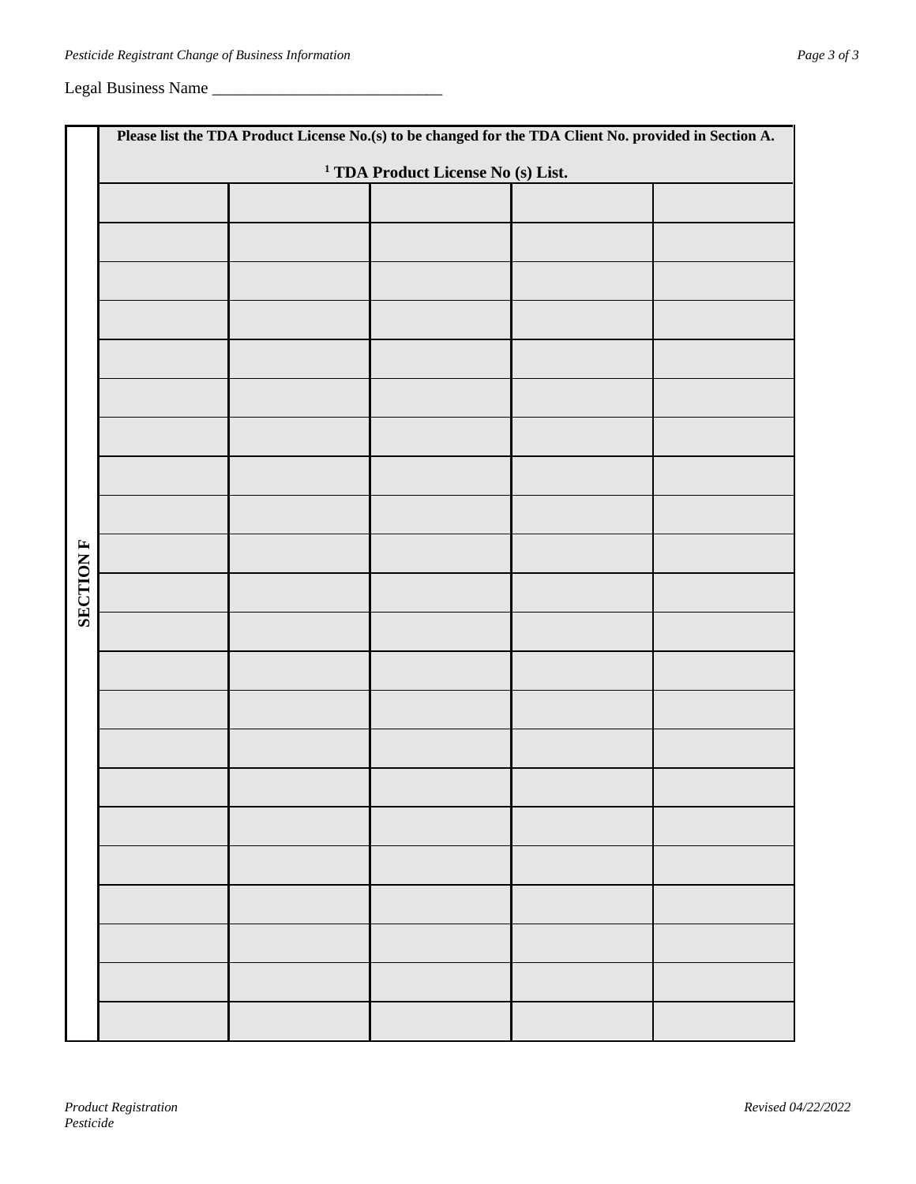Legal Business Name ____________________________

**SECTION F**

**Please list the TDA Product License No.(s) to be changed for the TDA Client No. provided in Section A.**

**[1] TDA Product License No (s) List.**

| | | | | |
|---|---|---|---|---|
| | | | | |
| | | | | |
| | | | | |
| | | | | |
| | | | | |
| | | | | |
| | | | | |
| | | | | |
| | | | | |
| | | | | |
| | | | | |
| | | | | |
| | | | | |
| | | | | |
| | | | | |
| | | | | |
| | | | | |
| | | | | |
| | | | | |
| | | | | |
| | | | | |
| | | | | |

*Product Registration*
*Pesticide*

*Revised 04/22/2022*